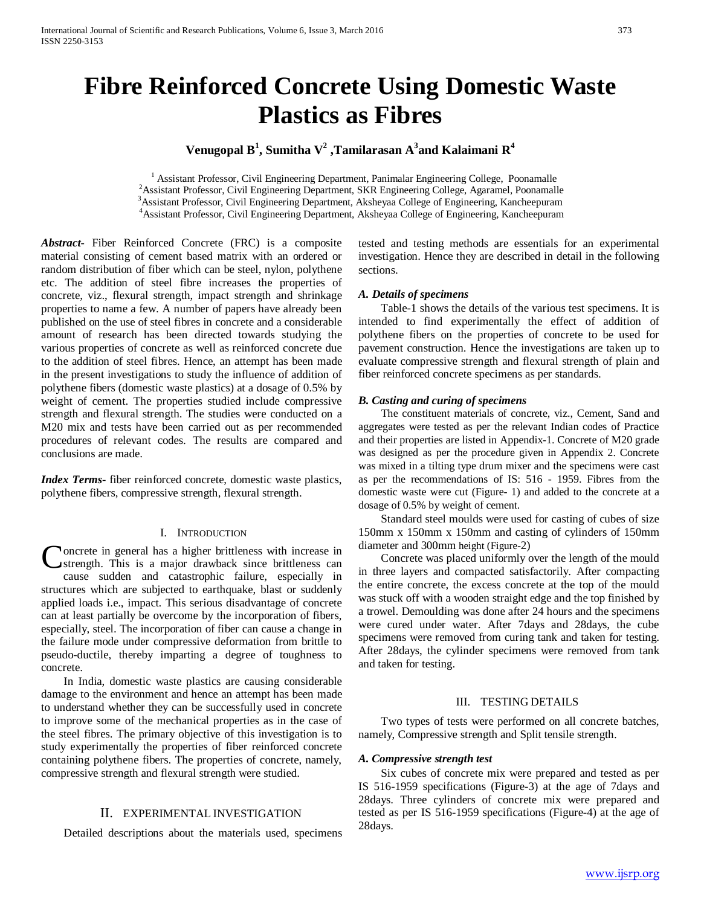# Fibre Reinforced Concrete Using Domestic Waste Plastics as Fibres

**Venugopal B[1], Sumitha V[2], Tamilarasan A[3] and Kalaimani R[4]**

[1] Assistant Professor, Civil Engineering Department, Panimalar Engineering College, Poonamalle
[2] Assistant Professor, Civil Engineering Department, SKR Engineering College, Agaramel, Poonamalle
[3] Assistant Professor, Civil Engineering Department, Aksheyaa College of Engineering, Kancheepuram
[4] Assistant Professor, Civil Engineering Department, Aksheyaa College of Engineering, Kancheepuram

***Abstract*****-** Fiber Reinforced Concrete (FRC) is a composite material consisting of cement based matrix with an ordered or random distribution of fiber which can be steel, nylon, polythene etc. The addition of steel fibre increases the properties of concrete, viz., flexural strength, impact strength and shrinkage properties to name a few. A number of papers have already been published on the use of steel fibres in concrete and a considerable amount of research has been directed towards studying the various properties of concrete as well as reinforced concrete due to the addition of steel fibres. Hence, an attempt has been made in the present investigations to study the influence of addition of polythene fibers (domestic waste plastics) at a dosage of 0.5% by weight of cement. The properties studied include compressive strength and flexural strength. The studies were conducted on a M20 mix and tests have been carried out as per recommended procedures of relevant codes. The results are compared and conclusions are made.

***Index Terms*****-** fiber reinforced concrete, domestic waste plastics, polythene fibers, compressive strength, flexural strength.

## I. Introduction

Concrete in general has a higher brittleness with increase in strength. This is a major drawback since brittleness can cause sudden and catastrophic failure, especially in structures which are subjected to earthquake, blast or suddenly applied loads i.e., impact. This serious disadvantage of concrete can at least partially be overcome by the incorporation of fibers, especially, steel. The incorporation of fiber can cause a change in the failure mode under compressive deformation from brittle to pseudo-ductile, thereby imparting a degree of toughness to concrete.

In India, domestic waste plastics are causing considerable damage to the environment and hence an attempt has been made to understand whether they can be successfully used in concrete to improve some of the mechanical properties as in the case of the steel fibres. The primary objective of this investigation is to study experimentally the properties of fiber reinforced concrete containing polythene fibers. The properties of concrete, namely, compressive strength and flexural strength were studied.

## II. Experimental Investigation

Detailed descriptions about the materials used, specimens tested and testing methods are essentials for an experimental investigation. Hence they are described in detail in the following sections.

### *A. Details of specimens*

Table-1 shows the details of the various test specimens. It is intended to find experimentally the effect of addition of polythene fibers on the properties of concrete to be used for pavement construction. Hence the investigations are taken up to evaluate compressive strength and flexural strength of plain and fiber reinforced concrete specimens as per standards.

### *B. Casting and curing of specimens*

The constituent materials of concrete, viz., Cement, Sand and aggregates were tested as per the relevant Indian codes of Practice and their properties are listed in Appendix-1. Concrete of M20 grade was designed as per the procedure given in Appendix 2. Concrete was mixed in a tilting type drum mixer and the specimens were cast as per the recommendations of IS: 516 - 1959. Fibres from the domestic waste were cut (Figure- 1) and added to the concrete at a dosage of 0.5% by weight of cement.

Standard steel moulds were used for casting of cubes of size 150mm x 150mm x 150mm and casting of cylinders of 150mm diameter and 300mm height (Figure-2)

Concrete was placed uniformly over the length of the mould in three layers and compacted satisfactorily. After compacting the entire concrete, the excess concrete at the top of the mould was stuck off with a wooden straight edge and the top finished by a trowel. Demoulding was done after 24 hours and the specimens were cured under water. After 7days and 28days, the cube specimens were removed from curing tank and taken for testing. After 28days, the cylinder specimens were removed from tank and taken for testing.

## III. Testing Details

Two types of tests were performed on all concrete batches, namely, Compressive strength and Split tensile strength.

### *A. Compressive strength test*

Six cubes of concrete mix were prepared and tested as per IS 516-1959 specifications (Figure-3) at the age of 7days and 28days. Three cylinders of concrete mix were prepared and tested as per IS 516-1959 specifications (Figure-4) at the age of 28days.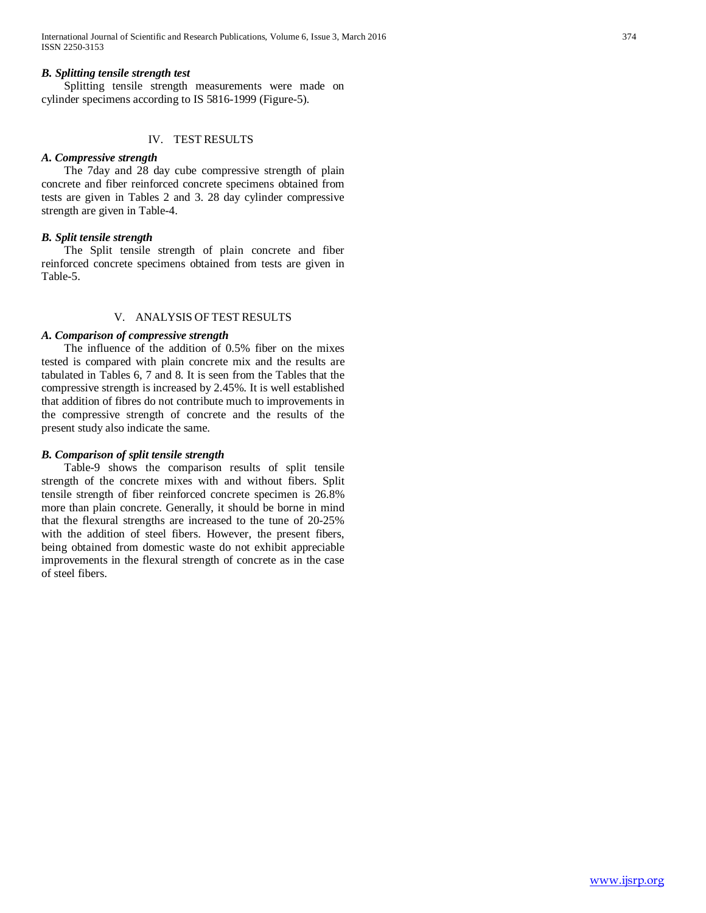### *B. Splitting tensile strength test*

Splitting tensile strength measurements were made on cylinder specimens according to IS 5816-1999 (Figure-5).

## IV. TEST RESULTS

### *A. Compressive strength*

The 7day and 28 day cube compressive strength of plain concrete and fiber reinforced concrete specimens obtained from tests are given in Tables 2 and 3. 28 day cylinder compressive strength are given in Table-4.

### *B. Split tensile strength*

The Split tensile strength of plain concrete and fiber reinforced concrete specimens obtained from tests are given in Table-5.

## V. ANALYSIS OF TEST RESULTS

### *A. Comparison of compressive strength*

The influence of the addition of 0.5% fiber on the mixes tested is compared with plain concrete mix and the results are tabulated in Tables 6, 7 and 8. It is seen from the Tables that the compressive strength is increased by 2.45%. It is well established that addition of fibres do not contribute much to improvements in the compressive strength of concrete and the results of the present study also indicate the same.

### *B. Comparison of split tensile strength*

Table-9 shows the comparison results of split tensile strength of the concrete mixes with and without fibers. Split tensile strength of fiber reinforced concrete specimen is 26.8% more than plain concrete. Generally, it should be borne in mind that the flexural strengths are increased to the tune of 20-25% with the addition of steel fibers. However, the present fibers, being obtained from domestic waste do not exhibit appreciable improvements in the flexural strength of concrete as in the case of steel fibers.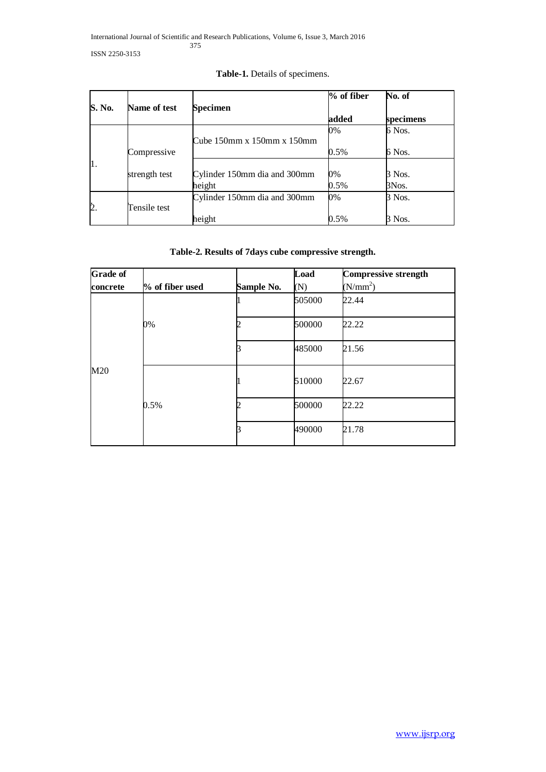**Table-1.** Details of specimens.

| S. No. | Name of test | Specimen | % of fiber added | No. of specimens |
|---|---|---|---|---|
| 1. | Compressive strength test | Cube 150mm x 150mm x 150mm | 0% | 6 Nos. |
| | | | 0.5% | 6 Nos. |
| | | Cylinder 150mm dia and 300mm height | 0% | 3 Nos. |
| | | | 0.5% | 3Nos. |
| 2. | Tensile test | Cylinder 150mm dia and 300mm height | 0% | 3 Nos. |
| | | | 0.5% | 3 Nos. |

**Table-2. Results of 7days cube compressive strength.**

| Grade of concrete | % of fiber used | Sample No. | Load (N) | Compressive strength ($N/mm^2$) |
|---|---|---|---|---|
| M20 | 0% | 1 | 505000 | 22.44 |
| | | 2 | 500000 | 22.22 |
| | | 3 | 485000 | 21.56 |
| | 0.5% | 1 | 510000 | 22.67 |
| | | 2 | 500000 | 22.22 |
| | | 3 | 490000 | 21.78 |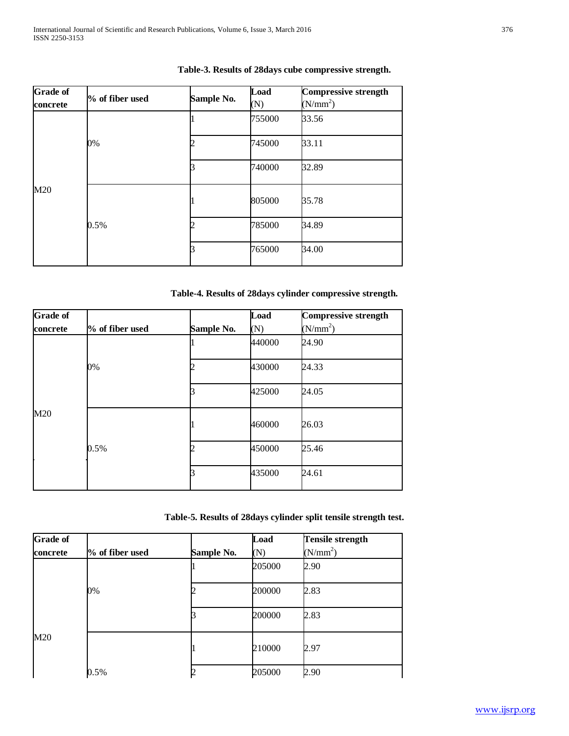**Table-3. Results of 28days cube compressive strength.**

| Grade of concrete | % of fiber used | Sample No. | Load (N) | Compressive strength ($N/mm^2$) |
|---|---|---|---|---|
| M20 | 0% | 1 | 755000 | 33.56 |
| | | 2 | 745000 | 33.11 |
| | | 3 | 740000 | 32.89 |
| | 0.5% | 1 | 805000 | 35.78 |
| | | 2 | 785000 | 34.89 |
| | | 3 | 765000 | 34.00 |

**Table-4. Results of 28days cylinder compressive strength.**

| Grade of concrete | % of fiber used | Sample No. | Load (N) | Compressive strength ($N/mm^2$) |
|---|---|---|---|---|
| M20 | 0% | 1 | 440000 | 24.90 |
| | | 2 | 430000 | 24.33 |
| | | 3 | 425000 | 24.05 |
| | 0.5% | 1 | 460000 | 26.03 |
| | | 2 | 450000 | 25.46 |
| | | 3 | 435000 | 24.61 |

**Table-5. Results of 28days cylinder split tensile strength test.**

| Grade of concrete | % of fiber used | Sample No. | Load (N) | Tensile strength ($N/mm^2$) |
|---|---|---|---|---|
| M20 | 0% | 1 | 205000 | 2.90 |
| | | 2 | 200000 | 2.83 |
| | | 3 | 200000 | 2.83 |
| | 0.5% | 1 | 210000 | 2.97 |
| | | 2 | 205000 | 2.90 |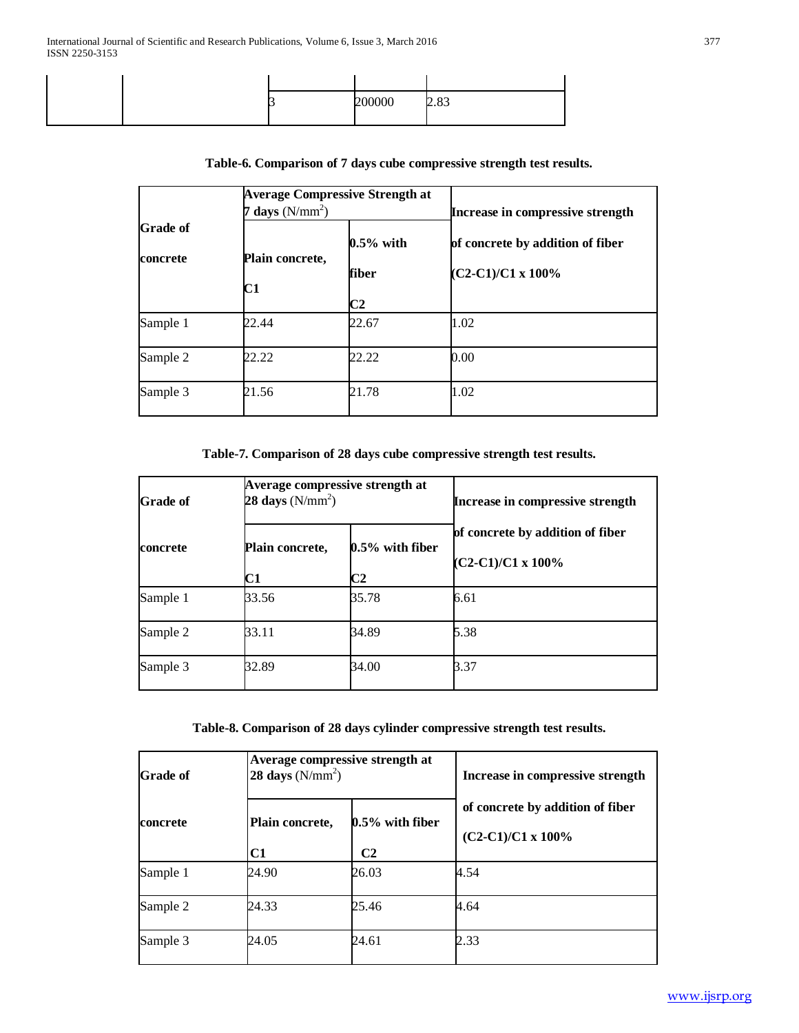| | | | | |
|---|---|---|---|---|
| | | 3 | 200000 | 2.83 |

**Table-6. Comparison of 7 days cube compressive strength test results.**

| Grade of concrete | Average Compressive Strength at 7 days ($N/mm^2$) | | Increase in compressive strength of concrete by addition of fiber (C2-C1)/C1 x 100% |
|---|---|---|---|
| | Plain concrete, C1 | 0.5% with fiber C2 | |
| Sample 1 | 22.44 | 22.67 | 1.02 |
| Sample 2 | 22.22 | 22.22 | 0.00 |
| Sample 3 | 21.56 | 21.78 | 1.02 |

**Table-7. Comparison of 28 days cube compressive strength test results.**

| Grade of concrete | Average compressive strength at 28 days ($N/mm^2$) | | Increase in compressive strength of concrete by addition of fiber (C2-C1)/C1 x 100% |
|---|---|---|---|
| | Plain concrete, C1 | 0.5% with fiber C2 | |
| Sample 1 | 33.56 | 35.78 | 6.61 |
| Sample 2 | 33.11 | 34.89 | 5.38 |
| Sample 3 | 32.89 | 34.00 | 3.37 |

**Table-8. Comparison of 28 days cylinder compressive strength test results.**

| Grade of concrete | Average compressive strength at 28 days ($N/mm^2$) | | Increase in compressive strength of concrete by addition of fiber (C2-C1)/C1 x 100% |
|---|---|---|---|
| | Plain concrete, C1 | 0.5% with fiber C2 | |
| Sample 1 | 24.90 | 26.03 | 4.54 |
| Sample 2 | 24.33 | 25.46 | 4.64 |
| Sample 3 | 24.05 | 24.61 | 2.33 |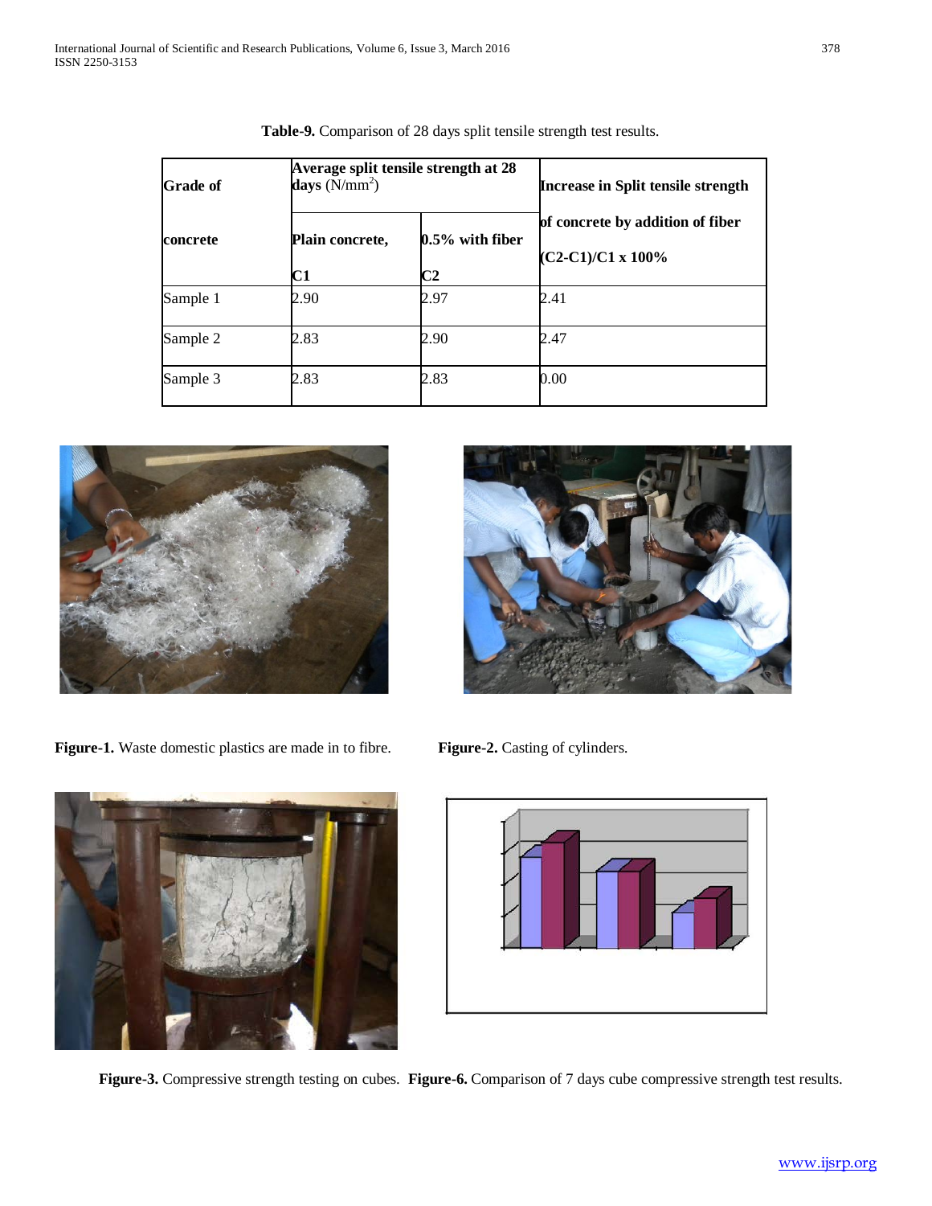**Table-9.** Comparison of 28 days split tensile strength test results.

| Grade of concrete | Average split tensile strength at 28 days (N/mm$^2$) | | Increase in Split tensile strength of concrete by addition of fiber (C2-C1)/C1 x 100% |
|---|---|---|---|
| | **Plain concrete, C1** | **0.5% with fiber C2** | |
| Sample 1 | 2.90 | 2.97 | 2.41 |
| Sample 2 | 2.83 | 2.90 | 2.47 |
| Sample 3 | 2.83 | 2.83 | 0.00 |

**Figure-1.** Waste domestic plastics are made in to fibre.

**Figure-2.** Casting of cylinders.

**Figure-3.** Compressive strength testing on cubes.

**Figure-6.** Comparison of 7 days cube compressive strength test results.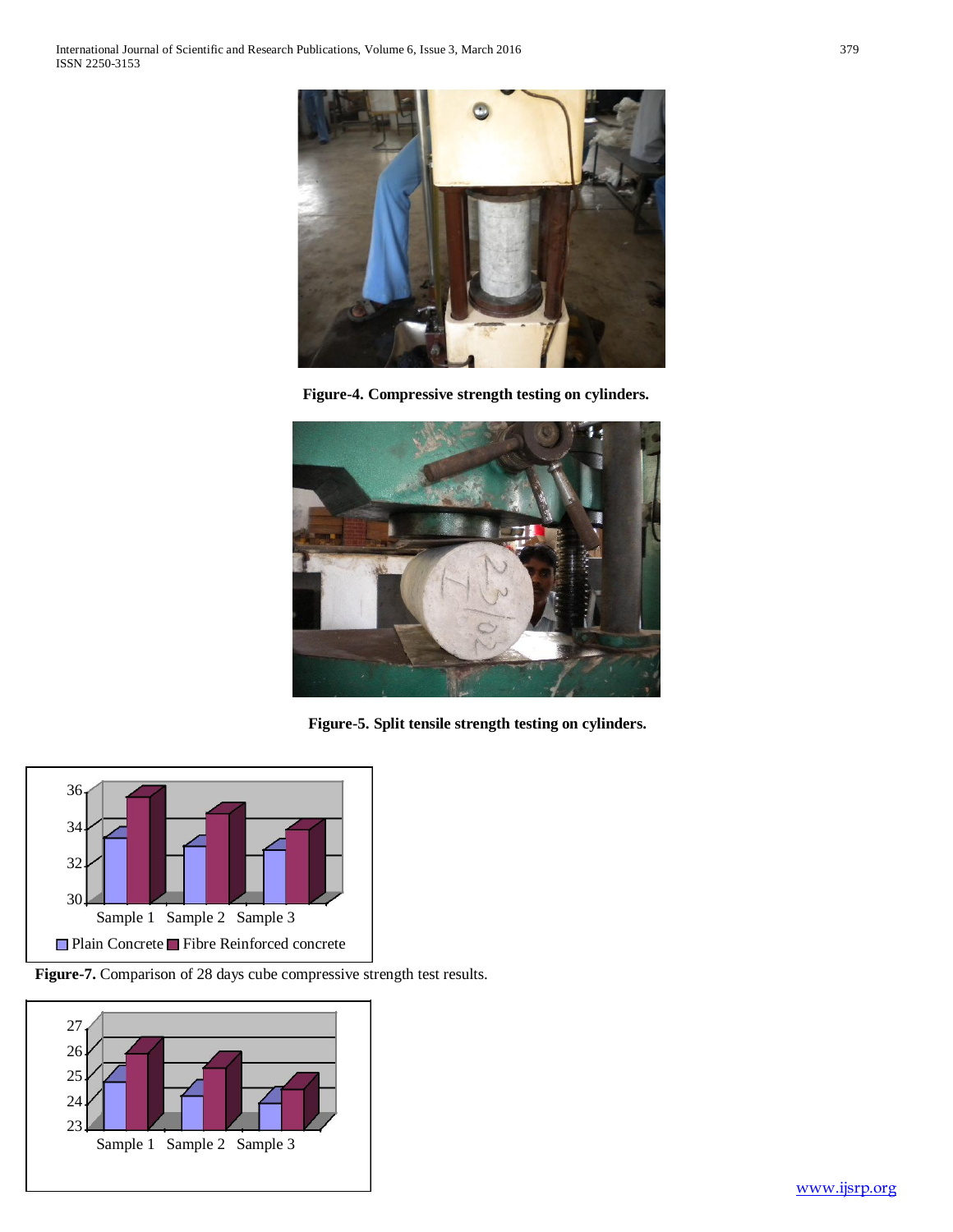**Figure-4. Compressive strength testing on cylinders.**

**Figure-5. Split tensile strength testing on cylinders.**

**Figure-7.** Comparison of 28 days cube compressive strength test results.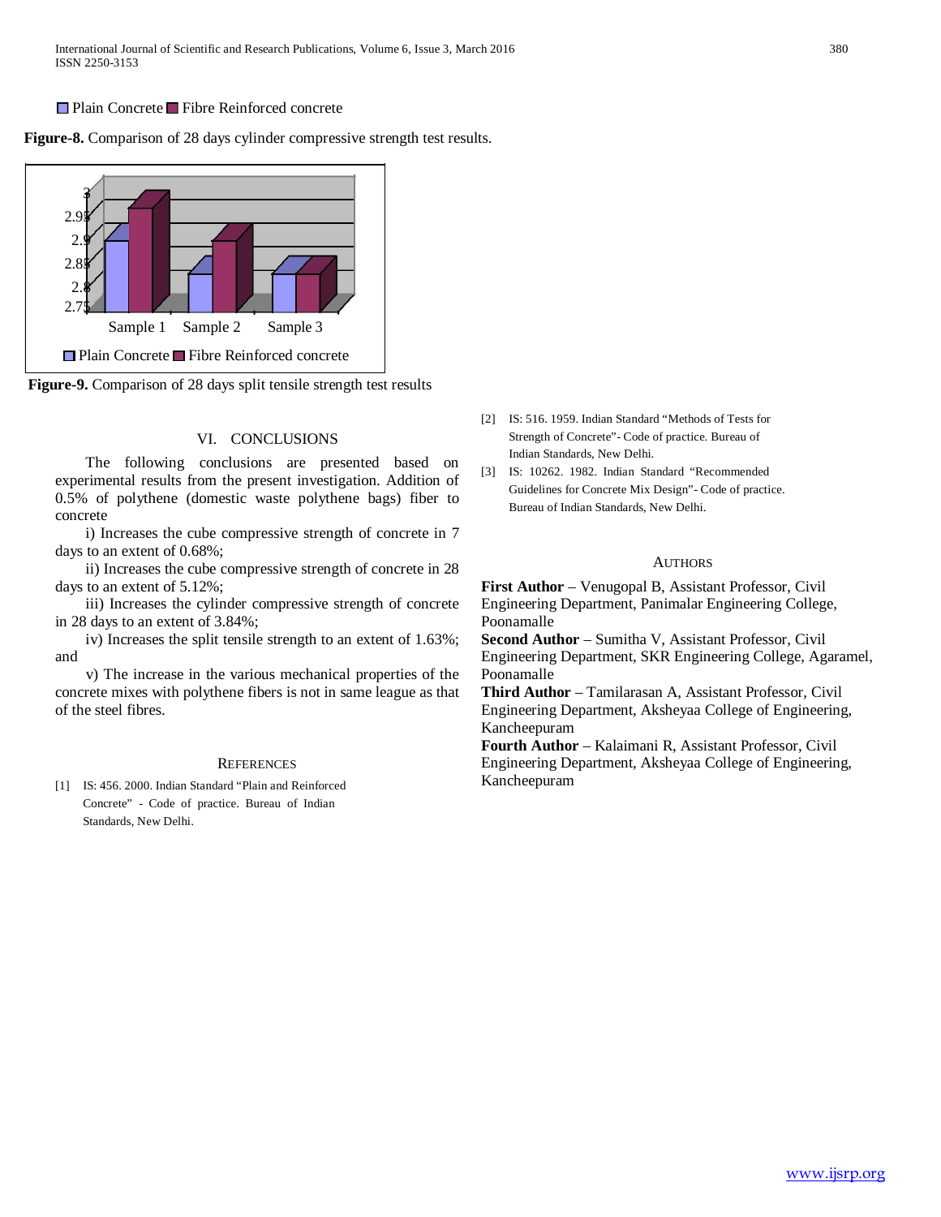Plain Concrete Fibre Reinforced concrete

**Figure-8.** Comparison of 28 days cylinder compressive strength test results.

3
2.95
2.9
2.85
2.8
2.75
Sample 1 Sample 2 Sample 3
Plain Concrete Fibre Reinforced concrete

**Figure-9.** Comparison of 28 days split tensile strength test results

## VI. CONCLUSIONS

The following conclusions are presented based on experimental results from the present investigation. Addition of 0.5% of polythene (domestic waste polythene bags) fiber to concrete

i) Increases the cube compressive strength of concrete in 7 days to an extent of 0.68%;

ii) Increases the cube compressive strength of concrete in 28 days to an extent of 5.12%;

iii) Increases the cylinder compressive strength of concrete in 28 days to an extent of 3.84%;

iv) Increases the split tensile strength to an extent of 1.63%; and

v) The increase in the various mechanical properties of the concrete mixes with polythene fibers is not in same league as that of the steel fibres.

## REFERENCES

[1] IS: 456. 2000. Indian Standard "Plain and Reinforced Concrete" - Code of practice. Bureau of Indian Standards, New Delhi.

[2] IS: 516. 1959. Indian Standard "Methods of Tests for Strength of Concrete"- Code of practice. Bureau of Indian Standards, New Delhi.

[3] IS: 10262. 1982. Indian Standard "Recommended Guidelines for Concrete Mix Design"- Code of practice. Bureau of Indian Standards, New Delhi.

## AUTHORS

**First Author** – Venugopal B, Assistant Professor, Civil Engineering Department, Panimalar Engineering College, Poonamalle

**Second Author** – Sumitha V, Assistant Professor, Civil Engineering Department, SKR Engineering College, Agaramel, Poonamalle

**Third Author** – Tamilarasan A, Assistant Professor, Civil Engineering Department, Aksheyaa College of Engineering, Kancheepuram

**Fourth Author** – Kalaimani R, Assistant Professor, Civil Engineering Department, Aksheyaa College of Engineering, Kancheepuram